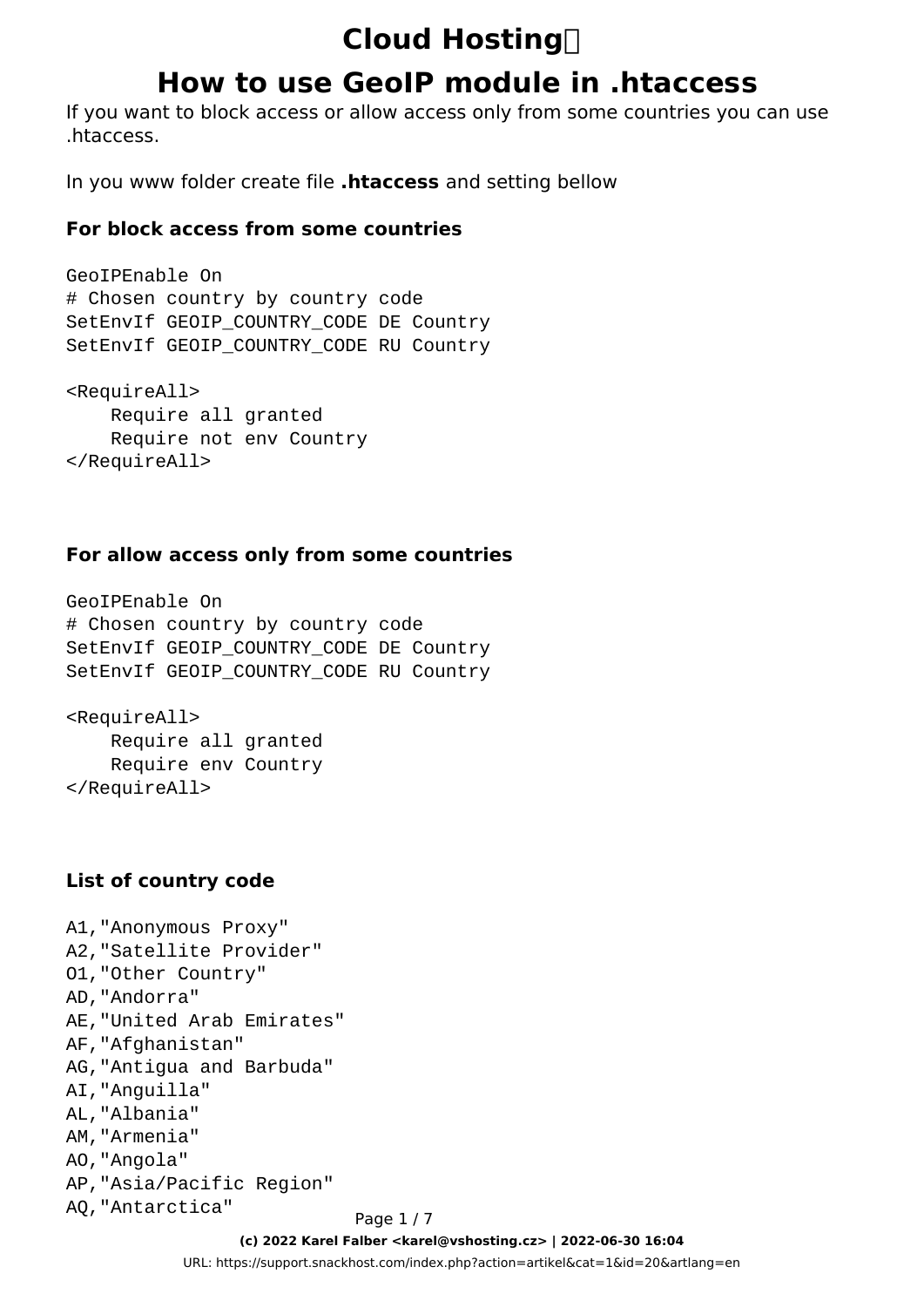# Cloud Hosting

## How to use GeoIP module in .htaccess

If you want to block access or allow access only from some countries you can use .htaccess.

In you www folder create file **.htaccess** and setting bellow

#### For block access from some countries

```
GeoIPEnable On
# Chosen country by country code
SetEnvIf GEOIP_COUNTRY_CODE DE Country
SetEnvIf GEOIP_COUNTRY_CODE RU Country

<RequireAll>
    Require all granted
    Require not env Country
</RequireAll>
```

#### For allow access only from some countries

```
GeoIPEnable On
# Chosen country by country code
SetEnvIf GEOIP_COUNTRY_CODE DE Country
SetEnvIf GEOIP_COUNTRY_CODE RU Country

<RequireAll>
    Require all granted
    Require env Country
</RequireAll>
```

#### List of country code

```
A1,"Anonymous Proxy"
A2,"Satellite Provider"
O1,"Other Country"
AD,"Andorra"
AE,"United Arab Emirates"
AF,"Afghanistan"
AG,"Antigua and Barbuda"
AI,"Anguilla"
AL,"Albania"
AM,"Armenia"
AO,"Angola"
AP,"Asia/Pacific Region"
AQ,"Antarctica"
```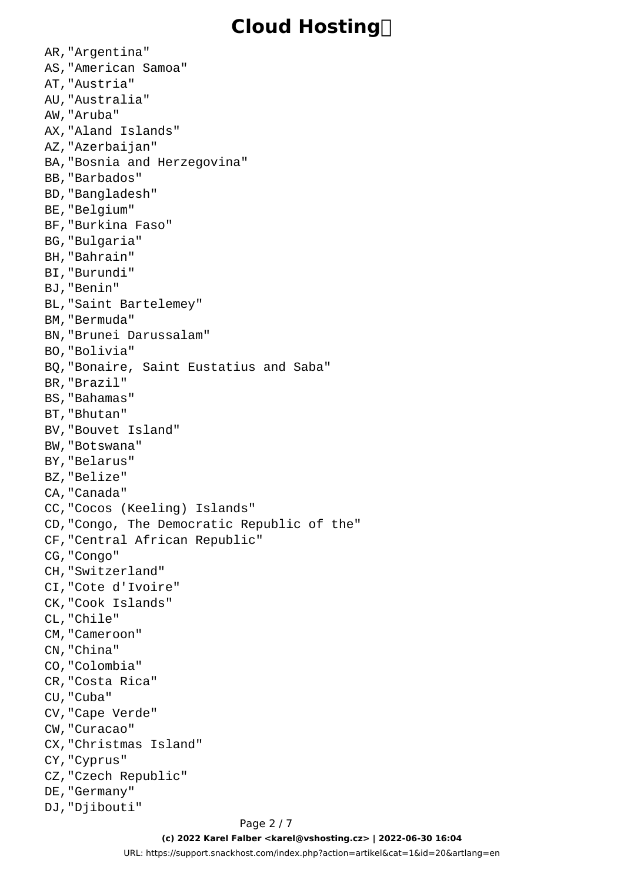```
AR,"Argentina"
AS,"American Samoa"
AT,"Austria"
AU,"Australia"
AW,"Aruba"
AX,"Aland Islands"
AZ,"Azerbaijan"
BA,"Bosnia and Herzegovina"
BB,"Barbados"
BD,"Bangladesh"
BE,"Belgium"
BF,"Burkina Faso"
BG,"Bulgaria"
BH,"Bahrain"
BI,"Burundi"
BJ,"Benin"
BL,"Saint Bartelemey"
BM,"Bermuda"
BN,"Brunei Darussalam"
BO,"Bolivia"
BQ,"Bonaire, Saint Eustatius and Saba"
BR,"Brazil"
BS,"Bahamas"
BT,"Bhutan"
BV,"Bouvet Island"
BW,"Botswana"
BY,"Belarus"
BZ,"Belize"
CA,"Canada"
CC,"Cocos (Keeling) Islands"
CD,"Congo, The Democratic Republic of the"
CF,"Central African Republic"
CG,"Congo"
CH,"Switzerland"
CI,"Cote d'Ivoire"
CK,"Cook Islands"
CL,"Chile"
CM,"Cameroon"
CN,"China"
CO,"Colombia"
CR,"Costa Rica"
CU,"Cuba"
CV,"Cape Verde"
CW,"Curacao"
CX,"Christmas Island"
CY,"Cyprus"
CZ,"Czech Republic"
DE,"Germany"
DJ,"Djibouti"
```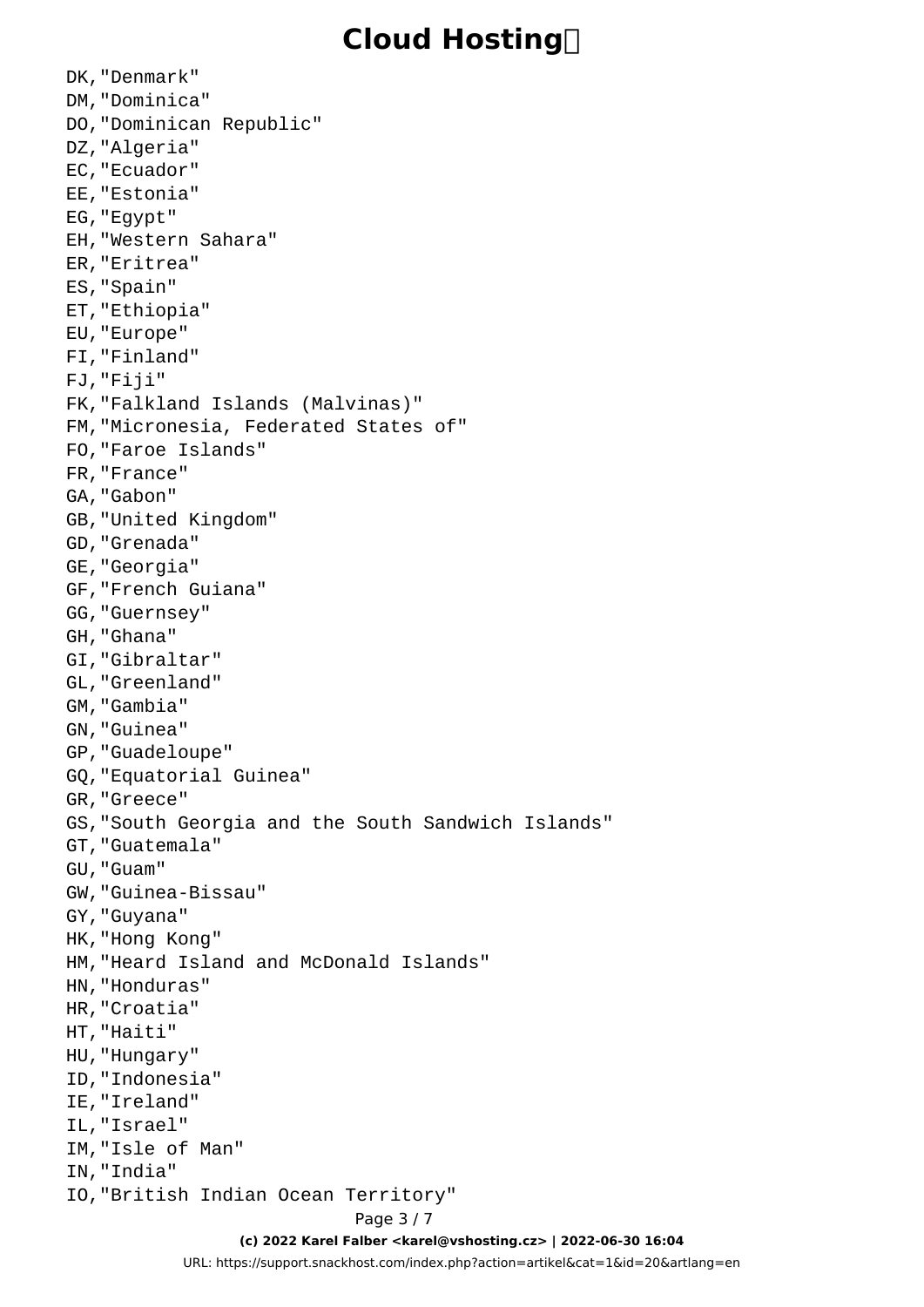```
DK,"Denmark"
DM,"Dominica"
DO,"Dominican Republic"
DZ,"Algeria"
EC,"Ecuador"
EE,"Estonia"
EG,"Egypt"
EH,"Western Sahara"
ER,"Eritrea"
ES,"Spain"
ET,"Ethiopia"
EU,"Europe"
FI,"Finland"
FJ,"Fiji"
FK,"Falkland Islands (Malvinas)"
FM,"Micronesia, Federated States of"
FO,"Faroe Islands"
FR,"France"
GA,"Gabon"
GB,"United Kingdom"
GD,"Grenada"
GE,"Georgia"
GF,"French Guiana"
GG,"Guernsey"
GH,"Ghana"
GI,"Gibraltar"
GL,"Greenland"
GM,"Gambia"
GN,"Guinea"
GP,"Guadeloupe"
GQ,"Equatorial Guinea"
GR,"Greece"
GS,"South Georgia and the South Sandwich Islands"
GT,"Guatemala"
GU,"Guam"
GW,"Guinea-Bissau"
GY,"Guyana"
HK,"Hong Kong"
HM,"Heard Island and McDonald Islands"
HN,"Honduras"
HR,"Croatia"
HT,"Haiti"
HU,"Hungary"
ID,"Indonesia"
IE,"Ireland"
IL,"Israel"
IM,"Isle of Man"
IN,"India"
IO,"British Indian Ocean Territory"
```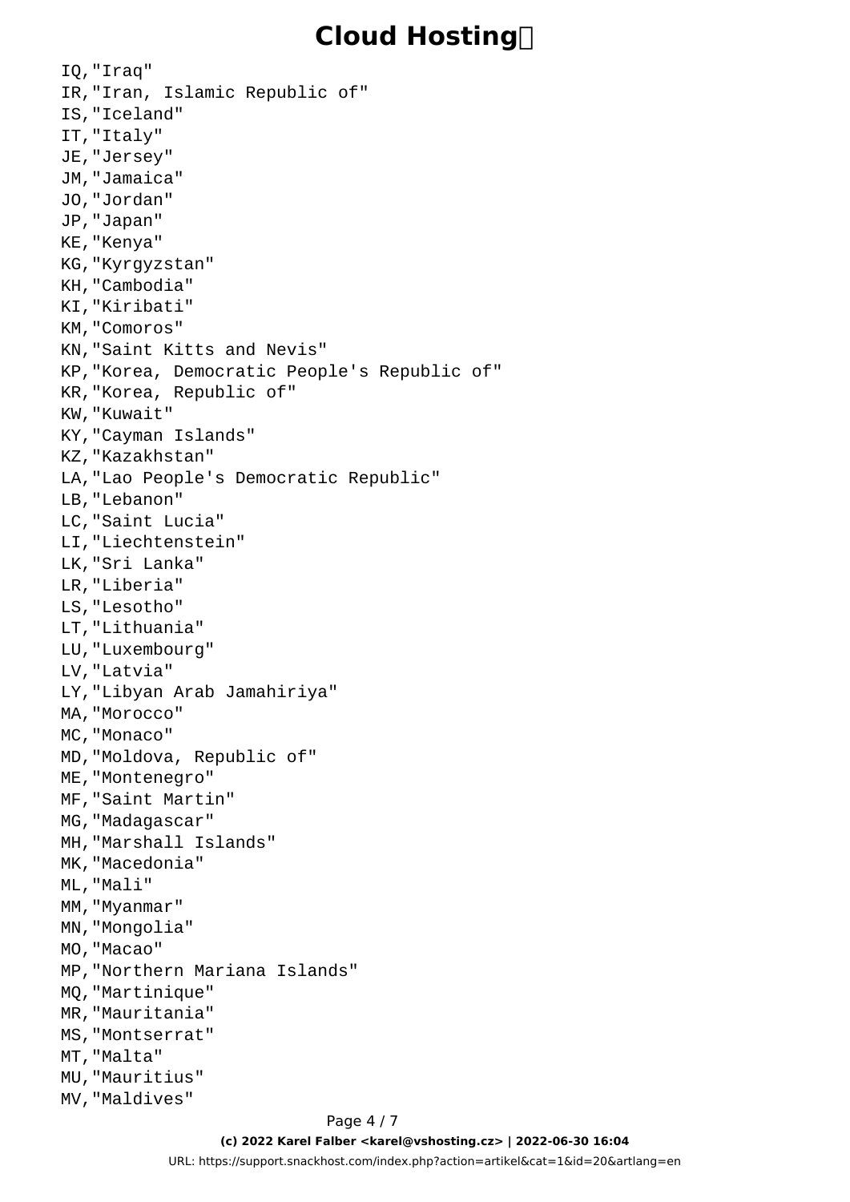```
IQ,"Iraq"
IR,"Iran, Islamic Republic of"
IS,"Iceland"
IT,"Italy"
JE,"Jersey"
JM,"Jamaica"
JO,"Jordan"
JP,"Japan"
KE,"Kenya"
KG,"Kyrgyzstan"
KH,"Cambodia"
KI,"Kiribati"
KM,"Comoros"
KN,"Saint Kitts and Nevis"
KP,"Korea, Democratic People's Republic of"
KR,"Korea, Republic of"
KW,"Kuwait"
KY,"Cayman Islands"
KZ,"Kazakhstan"
LA,"Lao People's Democratic Republic"
LB,"Lebanon"
LC,"Saint Lucia"
LI,"Liechtenstein"
LK,"Sri Lanka"
LR,"Liberia"
LS,"Lesotho"
LT,"Lithuania"
LU,"Luxembourg"
LV,"Latvia"
LY,"Libyan Arab Jamahiriya"
MA,"Morocco"
MC,"Monaco"
MD,"Moldova, Republic of"
ME,"Montenegro"
MF,"Saint Martin"
MG,"Madagascar"
MH,"Marshall Islands"
MK,"Macedonia"
ML,"Mali"
MM,"Myanmar"
MN,"Mongolia"
MO,"Macao"
MP,"Northern Mariana Islands"
MQ,"Martinique"
MR,"Mauritania"
MS,"Montserrat"
MT,"Malta"
MU,"Mauritius"
MV,"Maldives"
```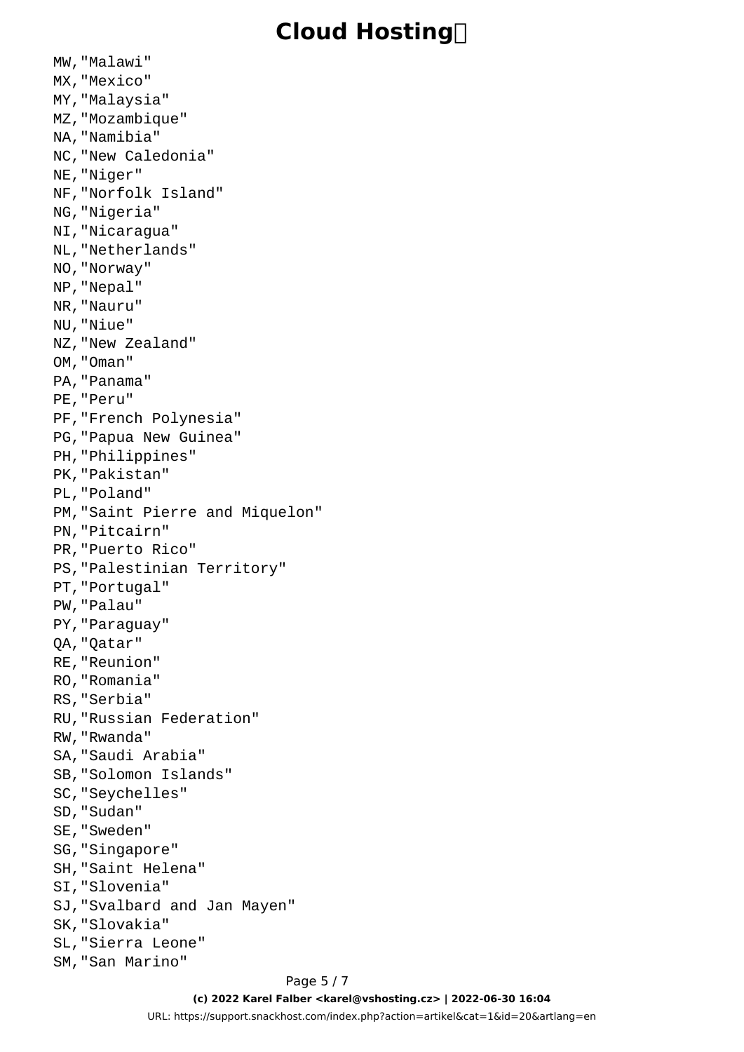```
MW,"Malawi"
MX,"Mexico"
MY,"Malaysia"
MZ,"Mozambique"
NA,"Namibia"
NC,"New Caledonia"
NE,"Niger"
NF,"Norfolk Island"
NG,"Nigeria"
NI,"Nicaragua"
NL,"Netherlands"
NO,"Norway"
NP,"Nepal"
NR,"Nauru"
NU,"Niue"
NZ,"New Zealand"
OM,"Oman"
PA,"Panama"
PE,"Peru"
PF,"French Polynesia"
PG,"Papua New Guinea"
PH,"Philippines"
PK,"Pakistan"
PL,"Poland"
PM,"Saint Pierre and Miquelon"
PN,"Pitcairn"
PR,"Puerto Rico"
PS,"Palestinian Territory"
PT,"Portugal"
PW,"Palau"
PY,"Paraguay"
QA,"Qatar"
RE,"Reunion"
RO,"Romania"
RS,"Serbia"
RU,"Russian Federation"
RW,"Rwanda"
SA,"Saudi Arabia"
SB,"Solomon Islands"
SC,"Seychelles"
SD,"Sudan"
SE,"Sweden"
SG,"Singapore"
SH,"Saint Helena"
SI,"Slovenia"
SJ,"Svalbard and Jan Mayen"
SK,"Slovakia"
SL,"Sierra Leone"
SM,"San Marino"
```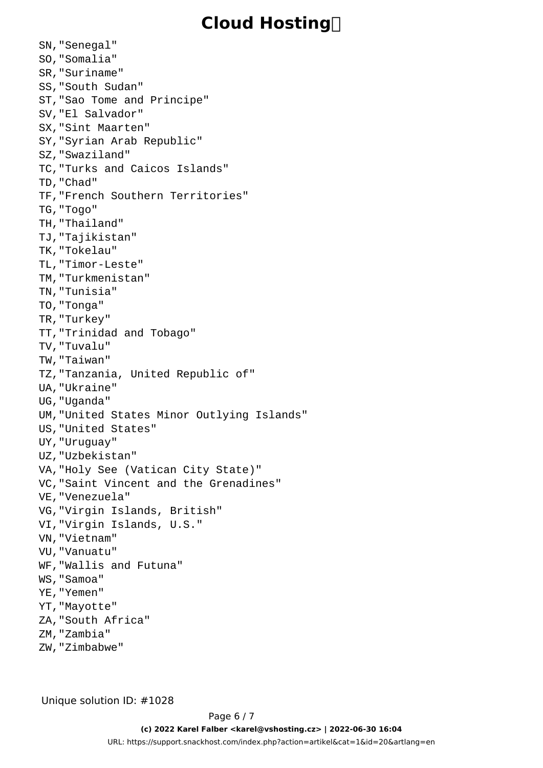```
SN,"Senegal"
SO,"Somalia"
SR,"Suriname"
SS,"South Sudan"
ST,"Sao Tome and Principe"
SV,"El Salvador"
SX,"Sint Maarten"
SY,"Syrian Arab Republic"
SZ,"Swaziland"
TC,"Turks and Caicos Islands"
TD,"Chad"
TF,"French Southern Territories"
TG,"Togo"
TH,"Thailand"
TJ,"Tajikistan"
TK,"Tokelau"
TL,"Timor-Leste"
TM,"Turkmenistan"
TN,"Tunisia"
TO,"Tonga"
TR,"Turkey"
TT,"Trinidad and Tobago"
TV,"Tuvalu"
TW,"Taiwan"
TZ,"Tanzania, United Republic of"
UA,"Ukraine"
UG,"Uganda"
UM,"United States Minor Outlying Islands"
US,"United States"
UY,"Uruguay"
UZ,"Uzbekistan"
VA,"Holy See (Vatican City State)"
VC,"Saint Vincent and the Grenadines"
VE,"Venezuela"
VG,"Virgin Islands, British"
VI,"Virgin Islands, U.S."
VN,"Vietnam"
VU,"Vanuatu"
WF,"Wallis and Futuna"
WS,"Samoa"
YE,"Yemen"
YT,"Mayotte"
ZA,"South Africa"
ZM,"Zambia"
ZW,"Zimbabwe"
```

Unique solution ID: #1028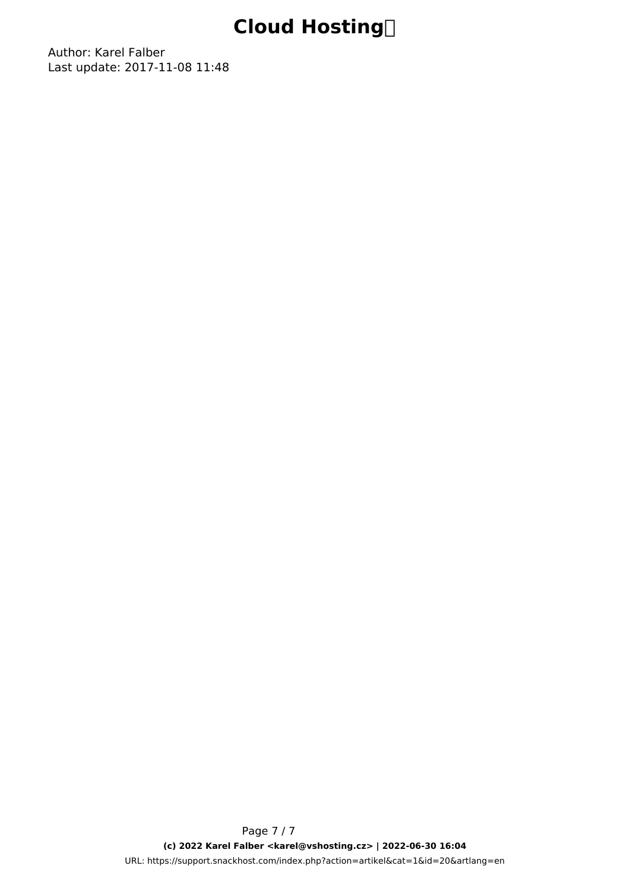Author: Karel Falber
Last update: 2017-11-08 11:48